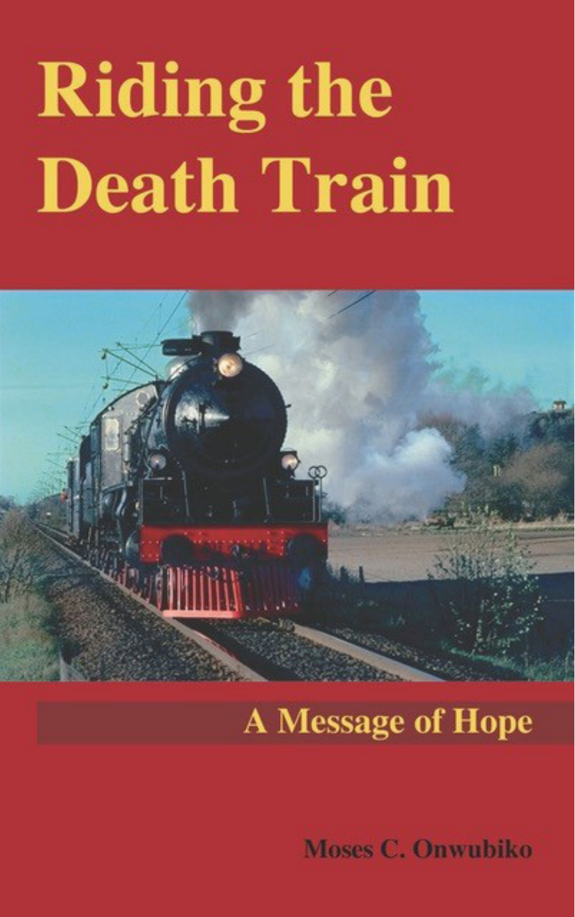# Riding the Death Train

## A Message of Hope

**Moses C. Onwubiko**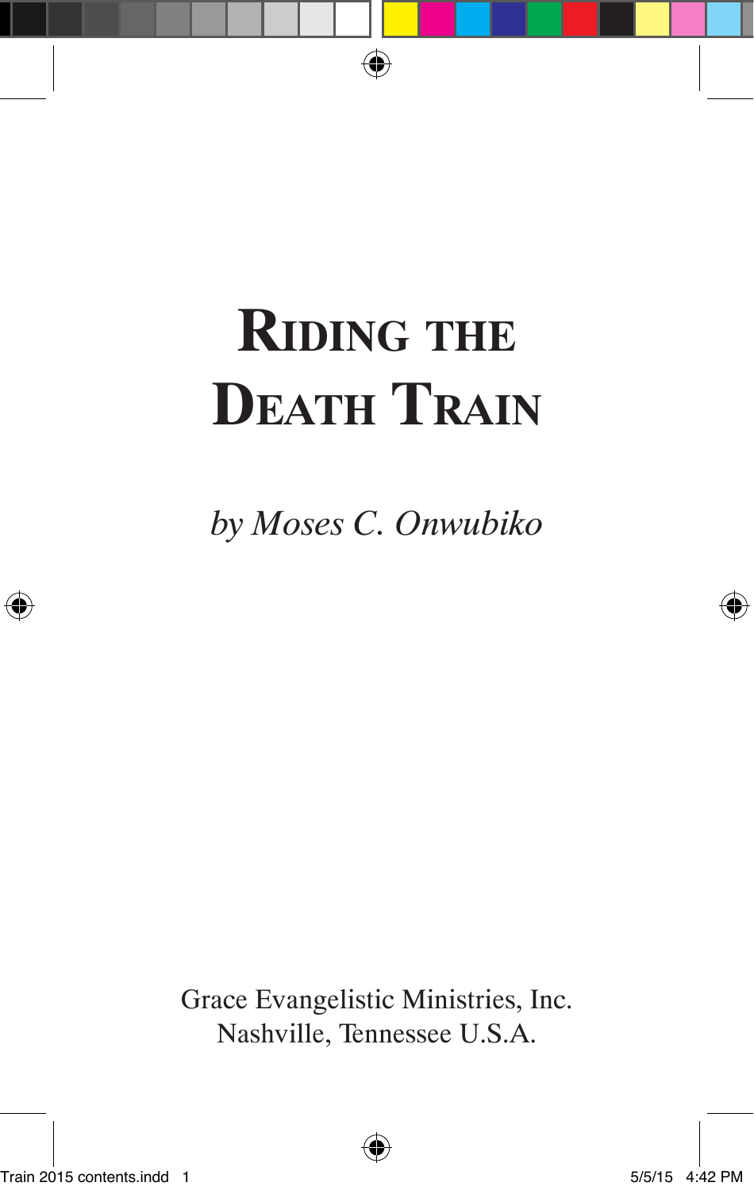# Riding the Death Train

*by Moses C. Onwubiko*

Grace Evangelistic Ministries, Inc.
Nashville, Tennessee U.S.A.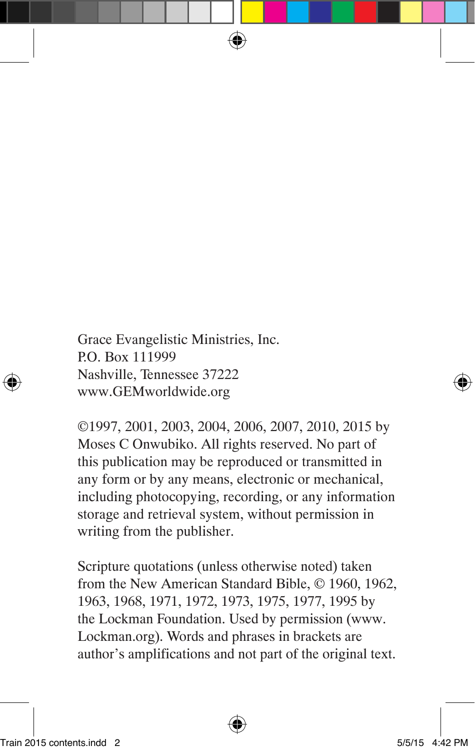Grace Evangelistic Ministries, Inc.
P.O. Box 111999
Nashville, Tennessee 37222
www.GEMworldwide.org

©1997, 2001, 2003, 2004, 2006, 2007, 2010, 2015 by Moses C Onwubiko. All rights reserved. No part of this publication may be reproduced or transmitted in any form or by any means, electronic or mechanical, including photocopying, recording, or any information storage and retrieval system, without permission in writing from the publisher.

Scripture quotations (unless otherwise noted) taken from the New American Standard Bible, © 1960, 1962, 1963, 1968, 1971, 1972, 1973, 1975, 1977, 1995 by the Lockman Foundation. Used by permission (www.Lockman.org). Words and phrases in brackets are author's amplifications and not part of the original text.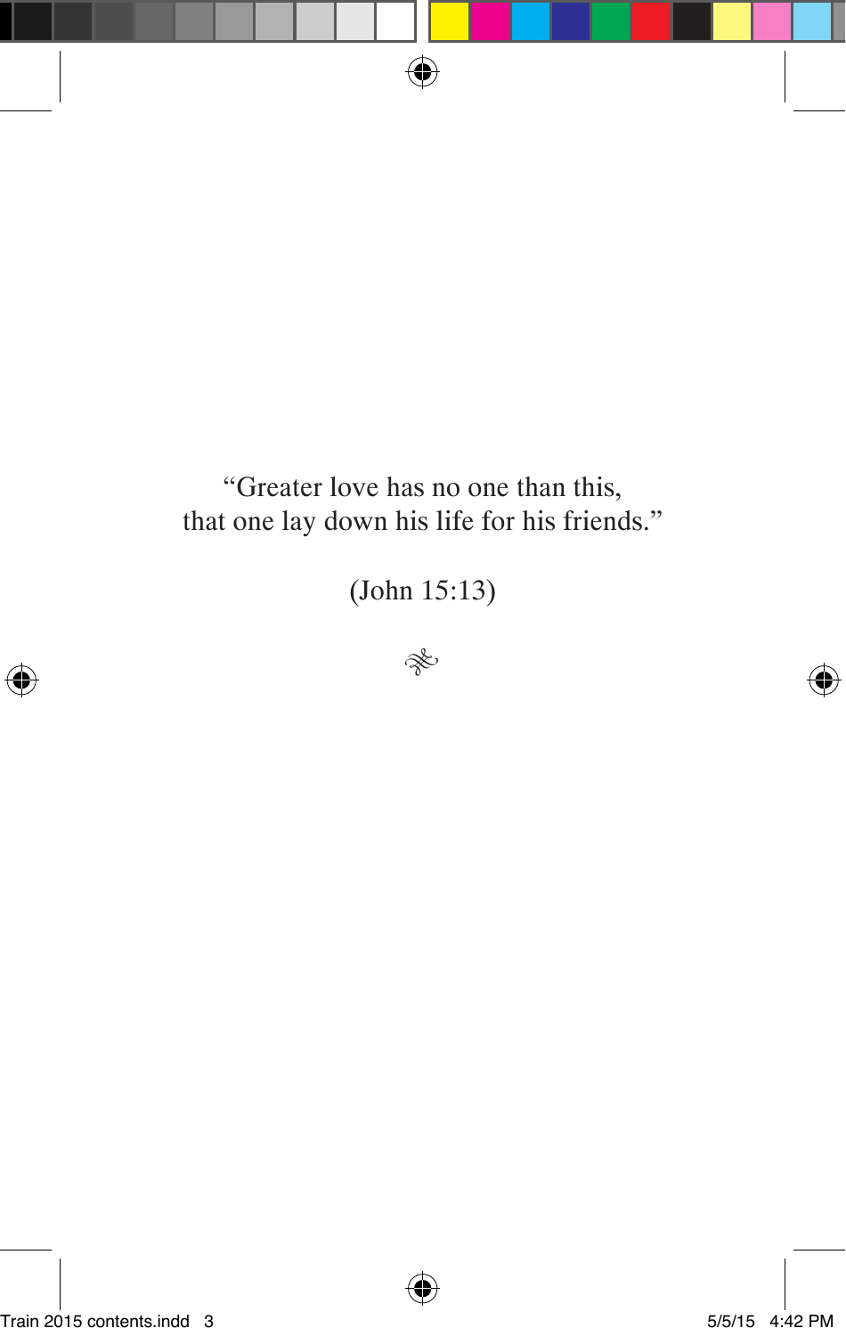"Greater love has no one than this,
that one lay down his life for his friends."

(John 15:13)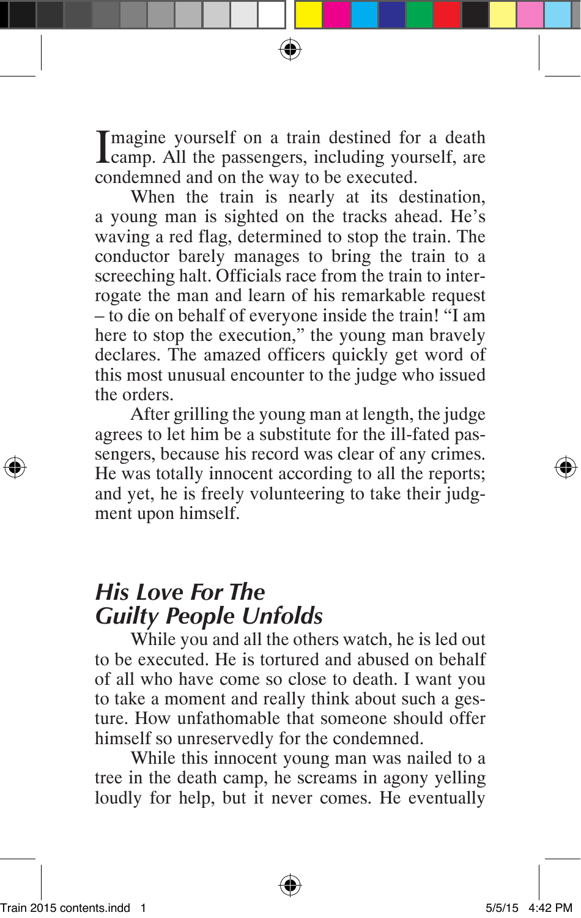Imagine yourself on a train destined for a death camp. All the passengers, including yourself, are condemned and on the way to be executed.

When the train is nearly at its destination, a young man is sighted on the tracks ahead. He's waving a red flag, determined to stop the train. The conductor barely manages to bring the train to a screeching halt. Officials race from the train to interrogate the man and learn of his remarkable request – to die on behalf of everyone inside the train! "I am here to stop the execution," the young man bravely declares. The amazed officers quickly get word of this most unusual encounter to the judge who issued the orders.

After grilling the young man at length, the judge agrees to let him be a substitute for the ill-fated passengers, because his record was clear of any crimes. He was totally innocent according to all the reports; and yet, he is freely volunteering to take their judgment upon himself.

## *His Love For The Guilty People Unfolds*

While you and all the others watch, he is led out to be executed. He is tortured and abused on behalf of all who have come so close to death. I want you to take a moment and really think about such a gesture. How unfathomable that someone should offer himself so unreservedly for the condemned.

While this innocent young man was nailed to a tree in the death camp, he screams in agony yelling loudly for help, but it never comes. He eventually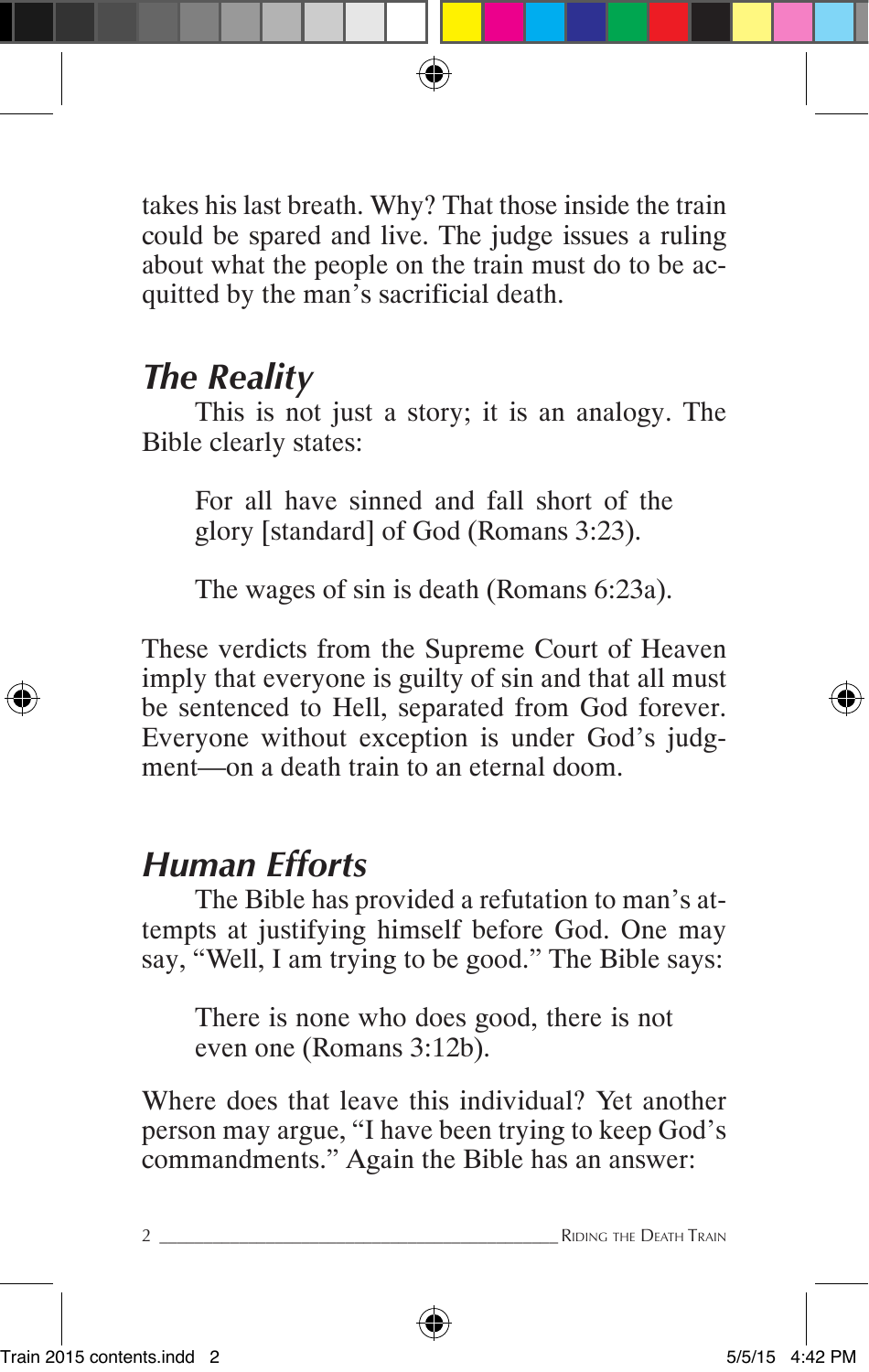takes his last breath. Why? That those inside the train could be spared and live. The judge issues a ruling about what the people on the train must do to be acquitted by the man's sacrificial death.

## *The Reality*

This is not just a story; it is an analogy. The Bible clearly states:

> For all have sinned and fall short of the glory [standard] of God (Romans 3:23).

> The wages of sin is death (Romans 6:23a).

These verdicts from the Supreme Court of Heaven imply that everyone is guilty of sin and that all must be sentenced to Hell, separated from God forever. Everyone without exception is under God's judgment—on a death train to an eternal doom.

## *Human Efforts*

The Bible has provided a refutation to man's attempts at justifying himself before God. One may say, "Well, I am trying to be good." The Bible says:

> There is none who does good, there is not even one (Romans 3:12b).

Where does that leave this individual? Yet another person may argue, "I have been trying to keep God's commandments." Again the Bible has an answer: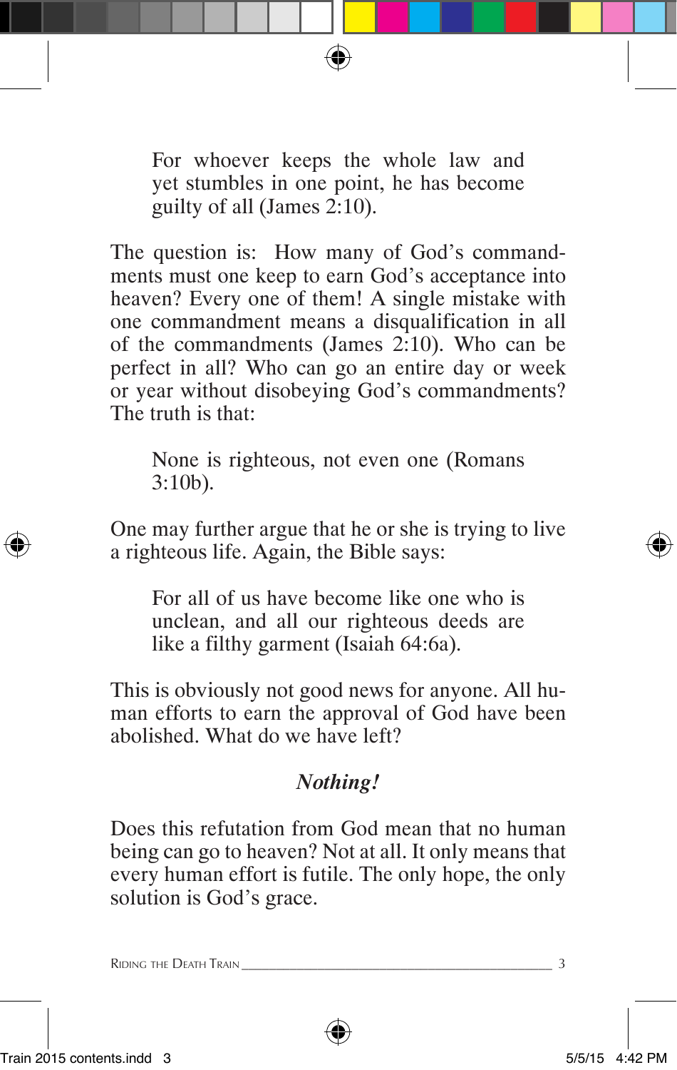> For whoever keeps the whole law and yet stumbles in one point, he has become guilty of all (James 2:10).

The question is: How many of God's commandments must one keep to earn God's acceptance into heaven? Every one of them! A single mistake with one commandment means a disqualification in all of the commandments (James 2:10). Who can be perfect in all? Who can go an entire day or week or year without disobeying God's commandments? The truth is that:

> None is righteous, not even one (Romans 3:10b).

One may further argue that he or she is trying to live a righteous life. Again, the Bible says:

> For all of us have become like one who is unclean, and all our righteous deeds are like a filthy garment (Isaiah 64:6a).

This is obviously not good news for anyone. All human efforts to earn the approval of God have been abolished. What do we have left?

***Nothing!***

Does this refutation from God mean that no human being can go to heaven? Not at all. It only means that every human effort is futile. The only hope, the only solution is God's grace.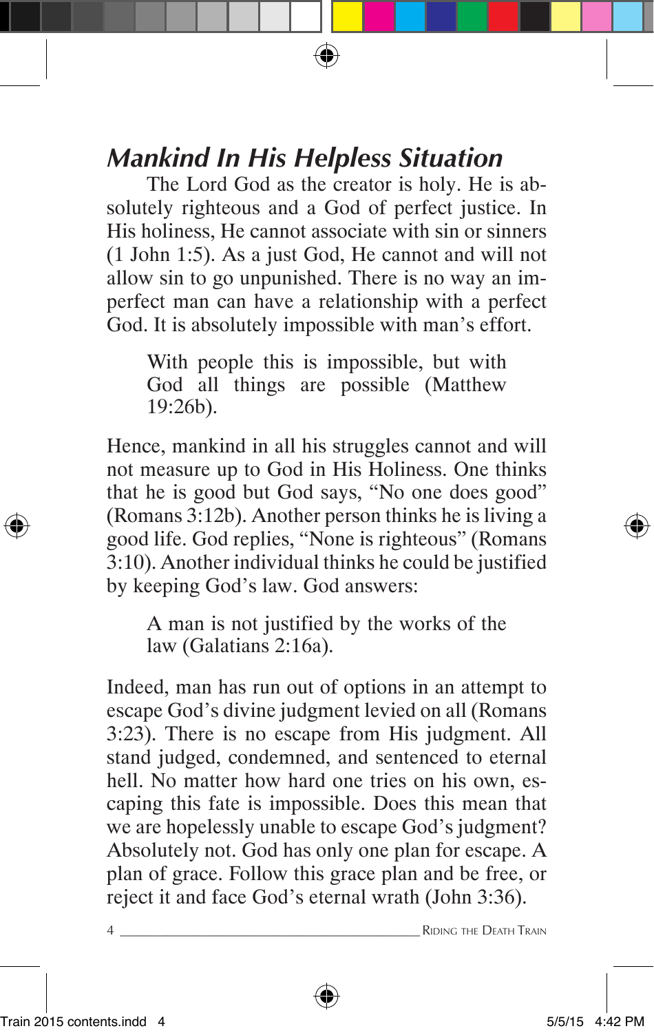## *Mankind In His Helpless Situation*

The Lord God as the creator is holy. He is absolutely righteous and a God of perfect justice. In His holiness, He cannot associate with sin or sinners (1 John 1:5). As a just God, He cannot and will not allow sin to go unpunished. There is no way an imperfect man can have a relationship with a perfect God. It is absolutely impossible with man's effort.

> With people this is impossible, but with God all things are possible (Matthew 19:26b).

Hence, mankind in all his struggles cannot and will not measure up to God in His Holiness. One thinks that he is good but God says, "No one does good" (Romans 3:12b). Another person thinks he is living a good life. God replies, "None is righteous" (Romans 3:10). Another individual thinks he could be justified by keeping God's law. God answers:

> A man is not justified by the works of the law (Galatians 2:16a).

Indeed, man has run out of options in an attempt to escape God's divine judgment levied on all (Romans 3:23). There is no escape from His judgment. All stand judged, condemned, and sentenced to eternal hell. No matter how hard one tries on his own, escaping this fate is impossible. Does this mean that we are hopelessly unable to escape God's judgment? Absolutely not. God has only one plan for escape. A plan of grace. Follow this grace plan and be free, or reject it and face God's eternal wrath (John 3:36).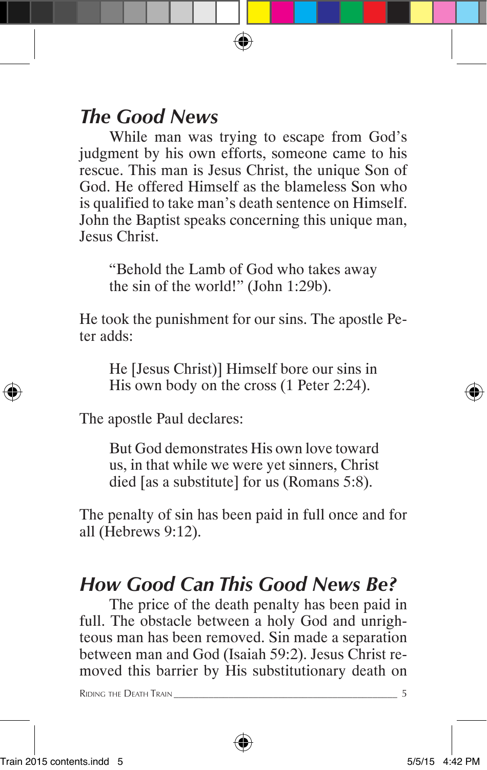## *The Good News*

While man was trying to escape from God's judgment by his own efforts, someone came to his rescue. This man is Jesus Christ, the unique Son of God. He offered Himself as the blameless Son who is qualified to take man's death sentence on Himself. John the Baptist speaks concerning this unique man, Jesus Christ.

> "Behold the Lamb of God who takes away the sin of the world!" (John 1:29b).

He took the punishment for our sins. The apostle Peter adds:

> He [Jesus Christ)] Himself bore our sins in His own body on the cross (1 Peter 2:24).

The apostle Paul declares:

> But God demonstrates His own love toward us, in that while we were yet sinners, Christ died [as a substitute] for us (Romans 5:8).

The penalty of sin has been paid in full once and for all (Hebrews 9:12).

## *How Good Can This Good News Be?*

The price of the death penalty has been paid in full. The obstacle between a holy God and unrighteous man has been removed. Sin made a separation between man and God (Isaiah 59:2). Jesus Christ removed this barrier by His substitutionary death on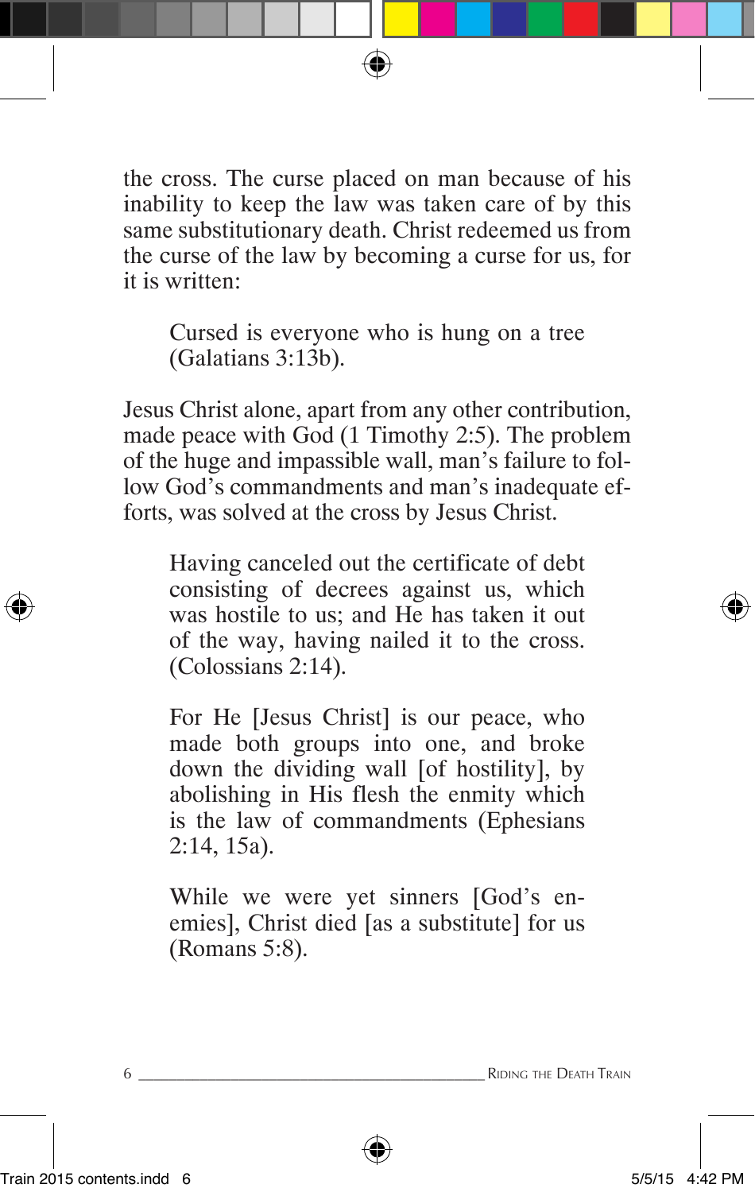the cross. The curse placed on man because of his inability to keep the law was taken care of by this same substitutionary death. Christ redeemed us from the curse of the law by becoming a curse for us, for it is written:

> Cursed is everyone who is hung on a tree (Galatians 3:13b).

Jesus Christ alone, apart from any other contribution, made peace with God (1 Timothy 2:5). The problem of the huge and impassible wall, man's failure to follow God's commandments and man's inadequate efforts, was solved at the cross by Jesus Christ.

> Having canceled out the certificate of debt consisting of decrees against us, which was hostile to us; and He has taken it out of the way, having nailed it to the cross. (Colossians 2:14).

> For He [Jesus Christ] is our peace, who made both groups into one, and broke down the dividing wall [of hostility], by abolishing in His flesh the enmity which is the law of commandments (Ephesians 2:14, 15a).

> While we were yet sinners [God's enemies], Christ died [as a substitute] for us (Romans 5:8).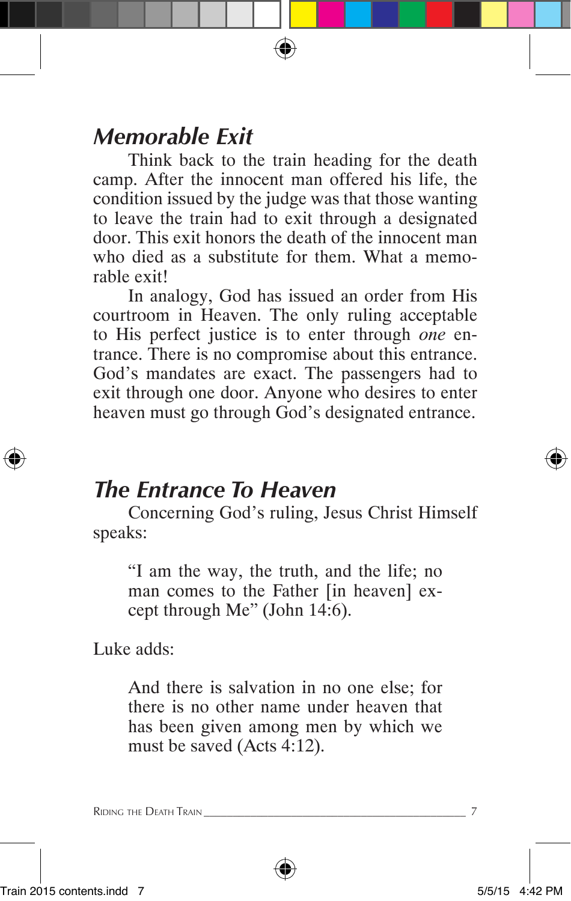## *Memorable Exit*

Think back to the train heading for the death camp. After the innocent man offered his life, the condition issued by the judge was that those wanting to leave the train had to exit through a designated door. This exit honors the death of the innocent man who died as a substitute for them. What a memorable exit!

In analogy, God has issued an order from His courtroom in Heaven. The only ruling acceptable to His perfect justice is to enter through *one* entrance. There is no compromise about this entrance. God's mandates are exact. The passengers had to exit through one door. Anyone who desires to enter heaven must go through God's designated entrance.

## *The Entrance To Heaven*

Concerning God's ruling, Jesus Christ Himself speaks:

> "I am the way, the truth, and the life; no man comes to the Father [in heaven] except through Me" (John 14:6).

Luke adds:

> And there is salvation in no one else; for there is no other name under heaven that has been given among men by which we must be saved (Acts 4:12).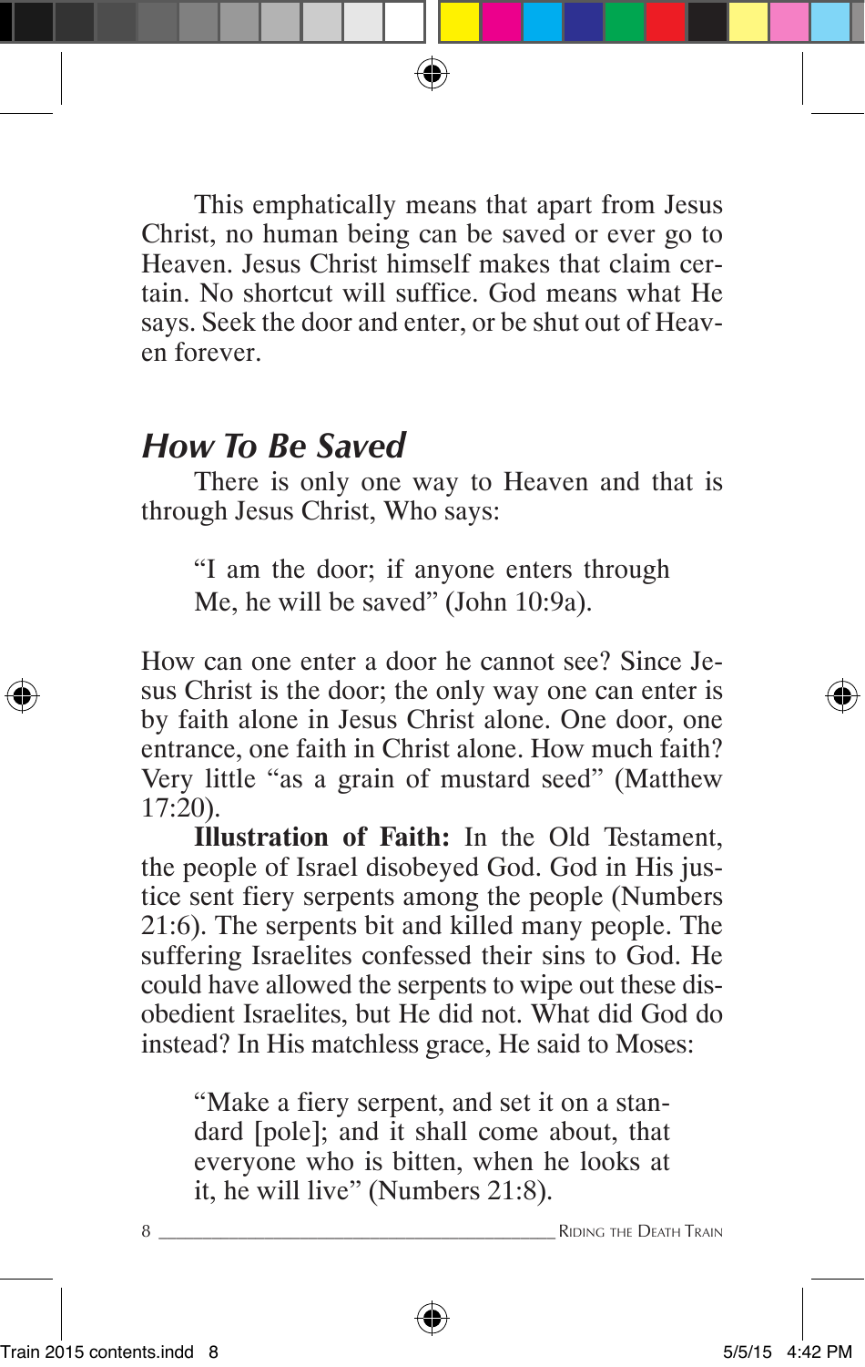This emphatically means that apart from Jesus Christ, no human being can be saved or ever go to Heaven. Jesus Christ himself makes that claim certain. No shortcut will suffice. God means what He says. Seek the door and enter, or be shut out of Heaven forever.

## *How To Be Saved*

There is only one way to Heaven and that is through Jesus Christ, Who says:

> "I am the door; if anyone enters through Me, he will be saved" (John 10:9a).

How can one enter a door he cannot see? Since Jesus Christ is the door; the only way one can enter is by faith alone in Jesus Christ alone. One door, one entrance, one faith in Christ alone. How much faith? Very little "as a grain of mustard seed" (Matthew 17:20).

**Illustration of Faith:** In the Old Testament, the people of Israel disobeyed God. God in His justice sent fiery serpents among the people (Numbers 21:6). The serpents bit and killed many people. The suffering Israelites confessed their sins to God. He could have allowed the serpents to wipe out these disobedient Israelites, but He did not. What did God do instead? In His matchless grace, He said to Moses:

> "Make a fiery serpent, and set it on a standard [pole]; and it shall come about, that everyone who is bitten, when he looks at it, he will live" (Numbers 21:8).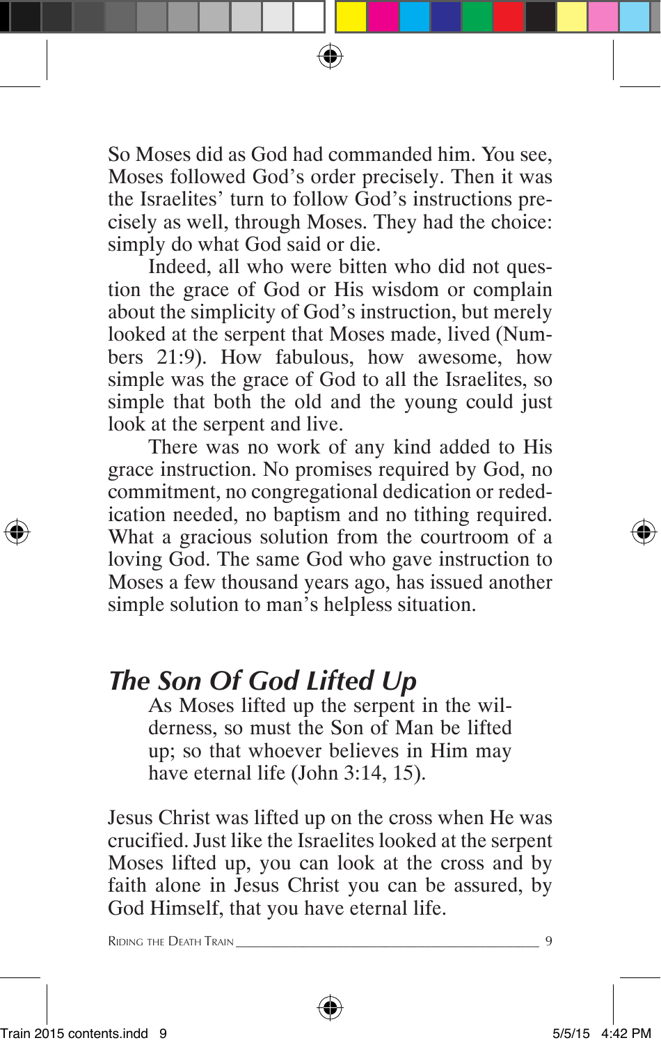So Moses did as God had commanded him. You see, Moses followed God's order precisely. Then it was the Israelites' turn to follow God's instructions precisely as well, through Moses. They had the choice: simply do what God said or die.

Indeed, all who were bitten who did not question the grace of God or His wisdom or complain about the simplicity of God's instruction, but merely looked at the serpent that Moses made, lived (Numbers 21:9). How fabulous, how awesome, how simple was the grace of God to all the Israelites, so simple that both the old and the young could just look at the serpent and live.

There was no work of any kind added to His grace instruction. No promises required by God, no commitment, no congregational dedication or rededication needed, no baptism and no tithing required. What a gracious solution from the courtroom of a loving God. The same God who gave instruction to Moses a few thousand years ago, has issued another simple solution to man's helpless situation.

## *The Son Of God Lifted Up*

> As Moses lifted up the serpent in the wilderness, so must the Son of Man be lifted up; so that whoever believes in Him may have eternal life (John 3:14, 15).

Jesus Christ was lifted up on the cross when He was crucified. Just like the Israelites looked at the serpent Moses lifted up, you can look at the cross and by faith alone in Jesus Christ you can be assured, by God Himself, that you have eternal life.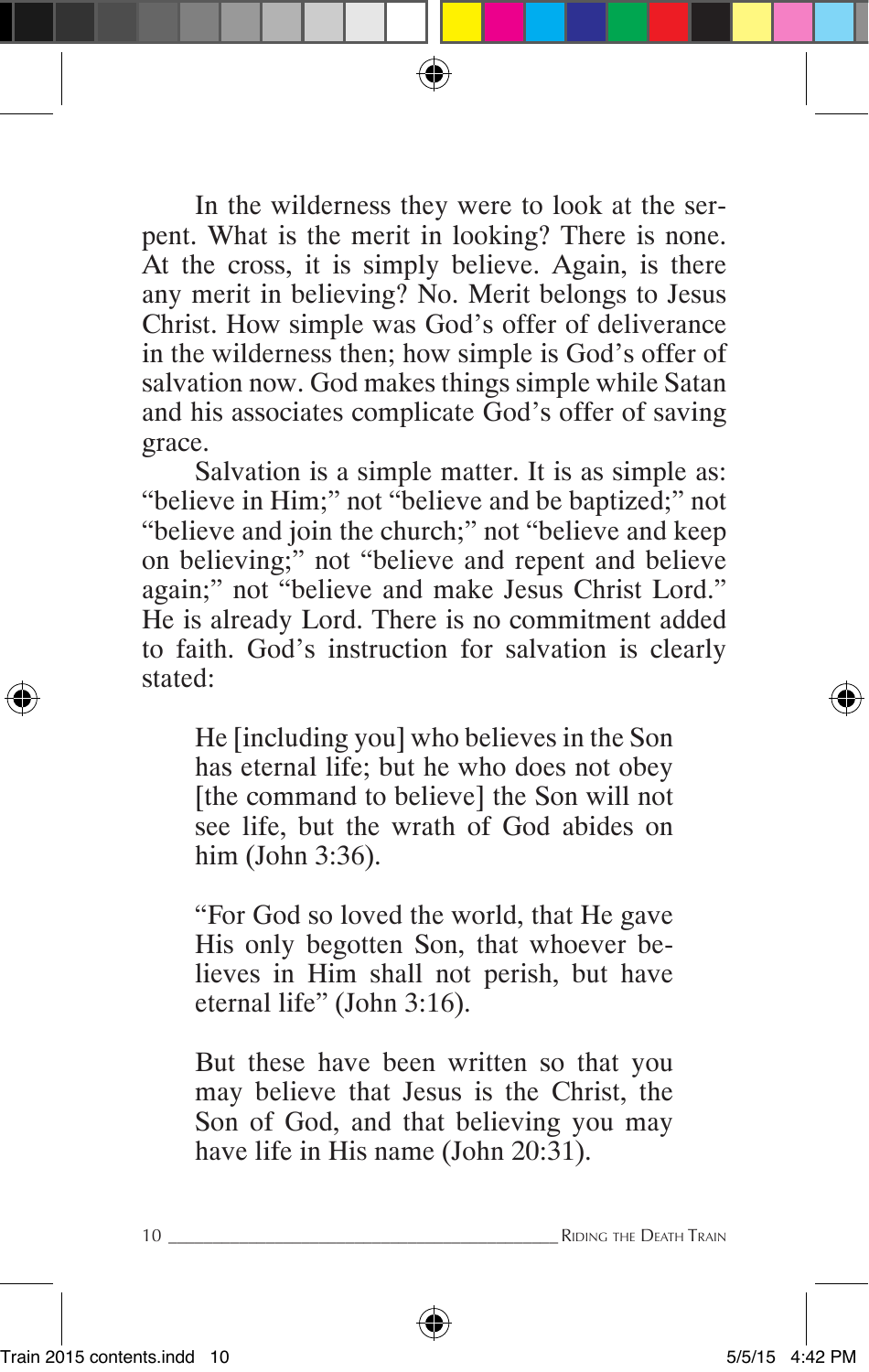In the wilderness they were to look at the serpent. What is the merit in looking? There is none. At the cross, it is simply believe. Again, is there any merit in believing? No. Merit belongs to Jesus Christ. How simple was God's offer of deliverance in the wilderness then; how simple is God's offer of salvation now. God makes things simple while Satan and his associates complicate God's offer of saving grace.

Salvation is a simple matter. It is as simple as: "believe in Him;" not "believe and be baptized;" not "believe and join the church;" not "believe and keep on believing;" not "believe and repent and believe again;" not "believe and make Jesus Christ Lord." He is already Lord. There is no commitment added to faith. God's instruction for salvation is clearly stated:

> He [including you] who believes in the Son has eternal life; but he who does not obey [the command to believe] the Son will not see life, but the wrath of God abides on him (John 3:36).
>
> "For God so loved the world, that He gave His only begotten Son, that whoever believes in Him shall not perish, but have eternal life" (John 3:16).
>
> But these have been written so that you may believe that Jesus is the Christ, the Son of God, and that believing you may have life in His name (John 20:31).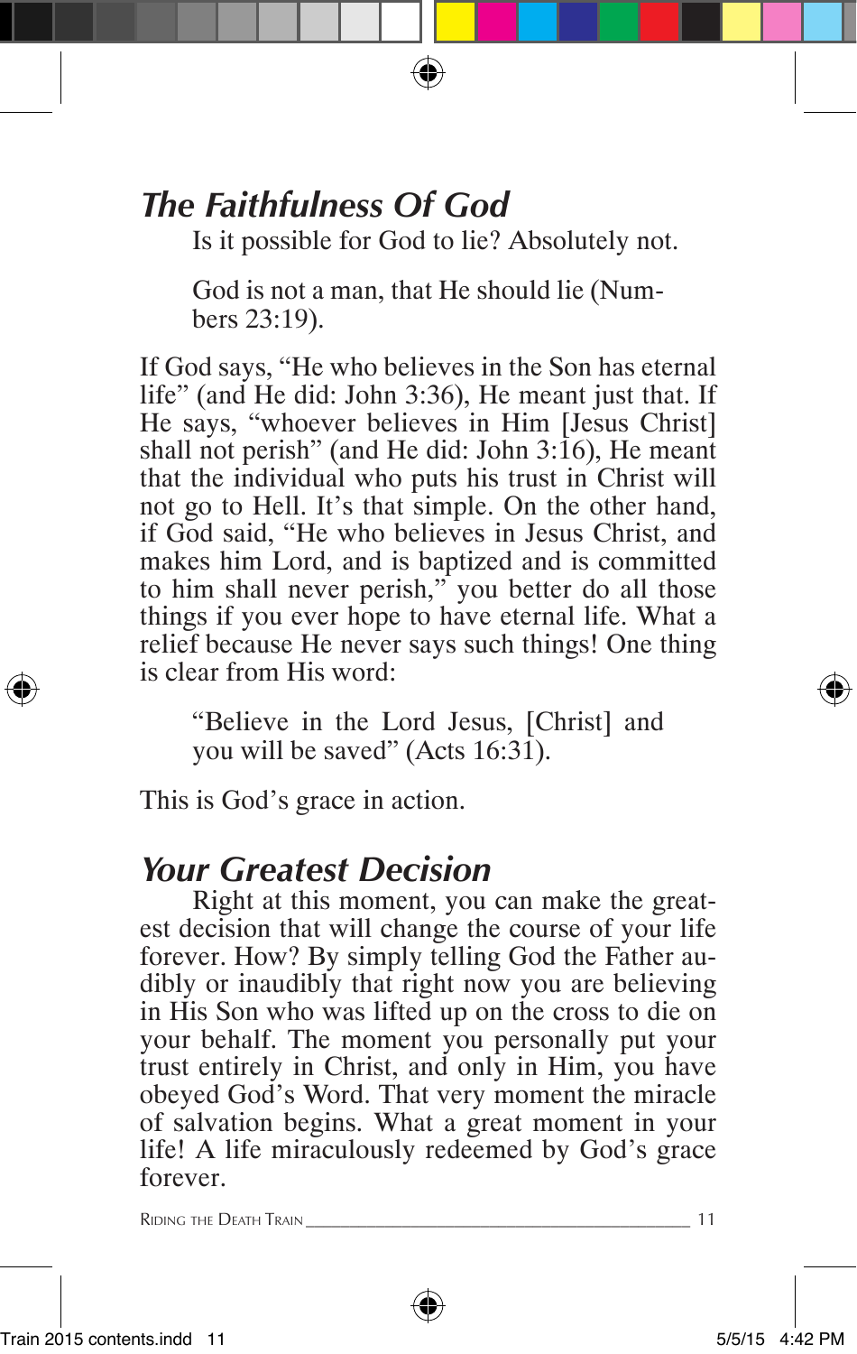## *The Faithfulness Of God*

Is it possible for God to lie? Absolutely not.

> God is not a man, that He should lie (Numbers 23:19).

If God says, "He who believes in the Son has eternal life" (and He did: John 3:36), He meant just that. If He says, "whoever believes in Him [Jesus Christ] shall not perish" (and He did: John 3:16), He meant that the individual who puts his trust in Christ will not go to Hell. It's that simple. On the other hand, if God said, "He who believes in Jesus Christ, and makes him Lord, and is baptized and is committed to him shall never perish," you better do all those things if you ever hope to have eternal life. What a relief because He never says such things! One thing is clear from His word:

> "Believe in the Lord Jesus, [Christ] and you will be saved" (Acts 16:31).

This is God's grace in action.

## *Your Greatest Decision*

Right at this moment, you can make the greatest decision that will change the course of your life forever. How? By simply telling God the Father audibly or inaudibly that right now you are believing in His Son who was lifted up on the cross to die on your behalf. The moment you personally put your trust entirely in Christ, and only in Him, you have obeyed God's Word. That very moment the miracle of salvation begins. What a great moment in your life! A life miraculously redeemed by God's grace forever.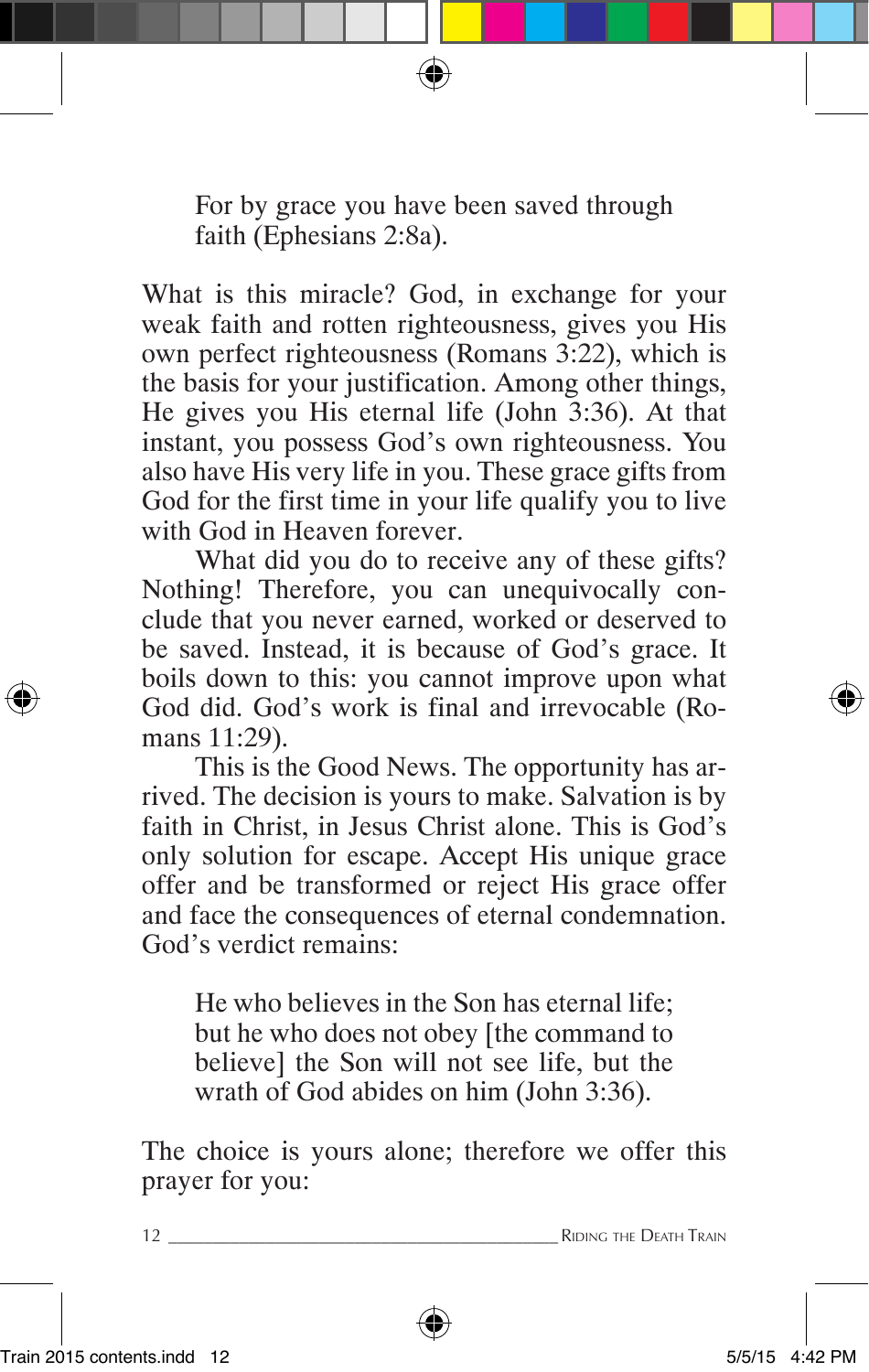> For by grace you have been saved through faith (Ephesians 2:8a).

What is this miracle? God, in exchange for your weak faith and rotten righteousness, gives you His own perfect righteousness (Romans 3:22), which is the basis for your justification. Among other things, He gives you His eternal life (John 3:36). At that instant, you possess God's own righteousness. You also have His very life in you. These grace gifts from God for the first time in your life qualify you to live with God in Heaven forever.

What did you do to receive any of these gifts? Nothing! Therefore, you can unequivocally conclude that you never earned, worked or deserved to be saved. Instead, it is because of God's grace. It boils down to this: you cannot improve upon what God did. God's work is final and irrevocable (Romans 11:29).

This is the Good News. The opportunity has arrived. The decision is yours to make. Salvation is by faith in Christ, in Jesus Christ alone. This is God's only solution for escape. Accept His unique grace offer and be transformed or reject His grace offer and face the consequences of eternal condemnation. God's verdict remains:

> He who believes in the Son has eternal life; but he who does not obey [the command to believe] the Son will not see life, but the wrath of God abides on him (John 3:36).

The choice is yours alone; therefore we offer this prayer for you: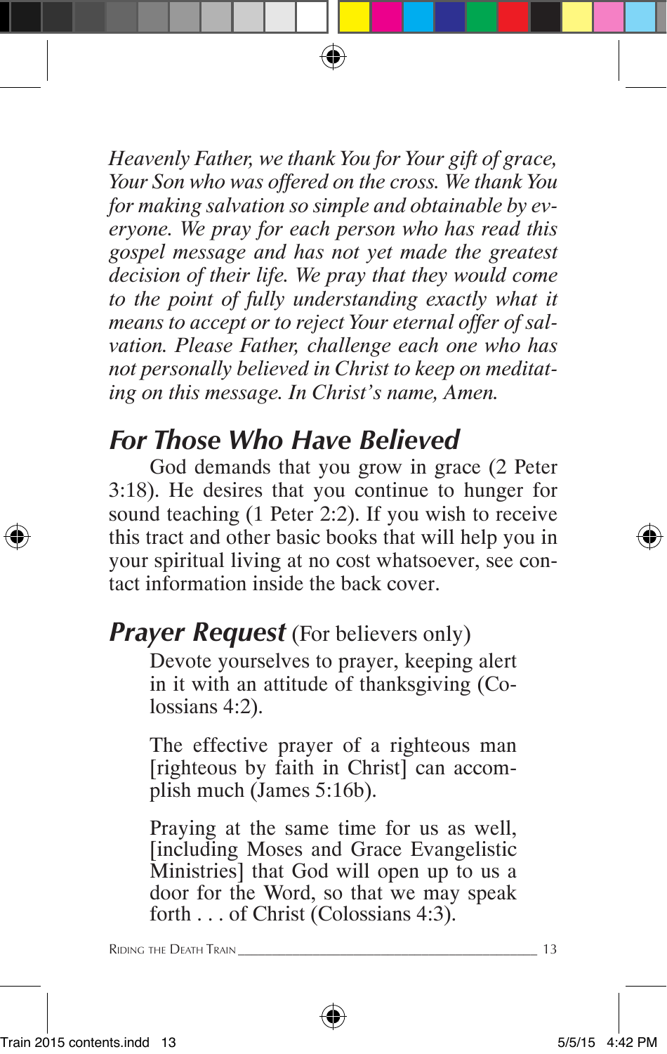*Heavenly Father, we thank You for Your gift of grace, Your Son who was offered on the cross. We thank You for making salvation so simple and obtainable by everyone. We pray for each person who has read this gospel message and has not yet made the greatest decision of their life. We pray that they would come to the point of fully understanding exactly what it means to accept or to reject Your eternal offer of salvation. Please Father, challenge each one who has not personally believed in Christ to keep on meditating on this message. In Christ's name, Amen.*

## *For Those Who Have Believed*

God demands that you grow in grace (2 Peter 3:18). He desires that you continue to hunger for sound teaching (1 Peter 2:2). If you wish to receive this tract and other basic books that will help you in your spiritual living at no cost whatsoever, see contact information inside the back cover.

## *Prayer Request* (For believers only)

> Devote yourselves to prayer, keeping alert in it with an attitude of thanksgiving (Colossians 4:2).
>
> The effective prayer of a righteous man [righteous by faith in Christ] can accomplish much (James 5:16b).
>
> Praying at the same time for us as well, [including Moses and Grace Evangelistic Ministries] that God will open up to us a door for the Word, so that we may speak forth . . . of Christ (Colossians 4:3).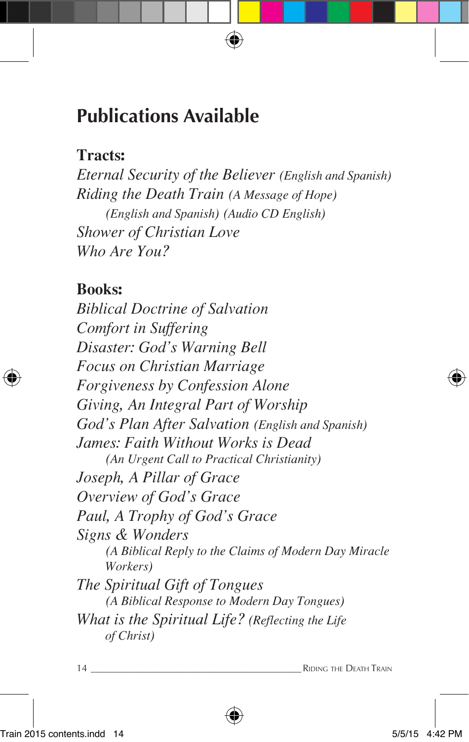# Publications Available

**Tracts:**

*Eternal Security of the Believer (English and Spanish)*
*Riding the Death Train (A Message of Hope)*
*(English and Spanish) (Audio CD English)*
*Shower of Christian Love*
*Who Are You?*

**Books:**

*Biblical Doctrine of Salvation*
*Comfort in Suffering*
*Disaster: God's Warning Bell*
*Focus on Christian Marriage*
*Forgiveness by Confession Alone*
*Giving, An Integral Part of Worship*
*God's Plan After Salvation (English and Spanish)*
*James: Faith Without Works is Dead*
*(An Urgent Call to Practical Christianity)*
*Joseph, A Pillar of Grace*
*Overview of God's Grace*
*Paul, A Trophy of God's Grace*
*Signs & Wonders*
*(A Biblical Reply to the Claims of Modern Day Miracle Workers)*
*The Spiritual Gift of Tongues*
*(A Biblical Response to Modern Day Tongues)*
*What is the Spiritual Life? (Reflecting the Life of Christ)*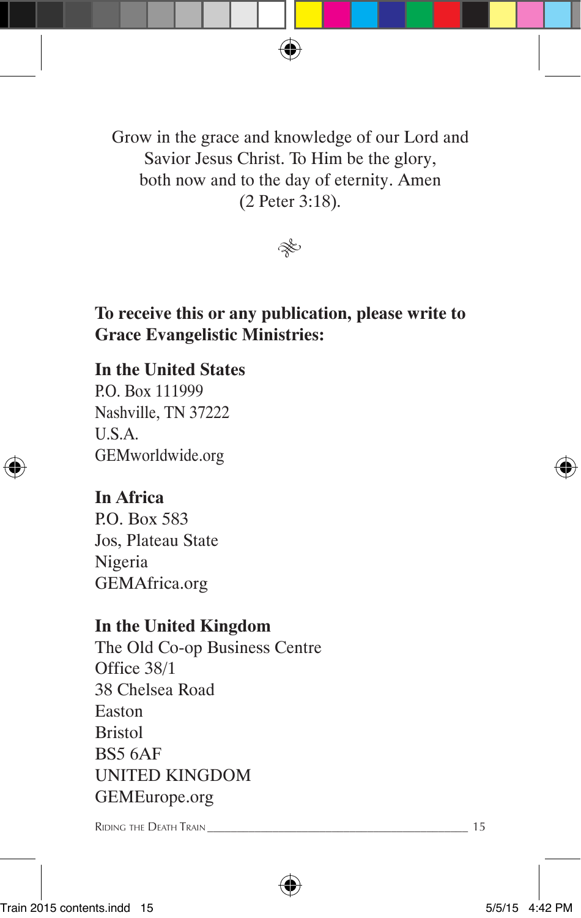Grow in the grace and knowledge of our Lord and Savior Jesus Christ. To Him be the glory, both now and to the day of eternity. Amen (2 Peter 3:18).

**To receive this or any publication, please write to Grace Evangelistic Ministries:**

**In the United States**
P.O. Box 111999
Nashville, TN 37222
U.S.A.
GEMworldwide.org

**In Africa**
P.O. Box 583
Jos, Plateau State
Nigeria
GEMAfrica.org

**In the United Kingdom**
The Old Co-op Business Centre
Office 38/1
38 Chelsea Road
Easton
Bristol
BS5 6AF
UNITED KINGDOM
GEMEurope.org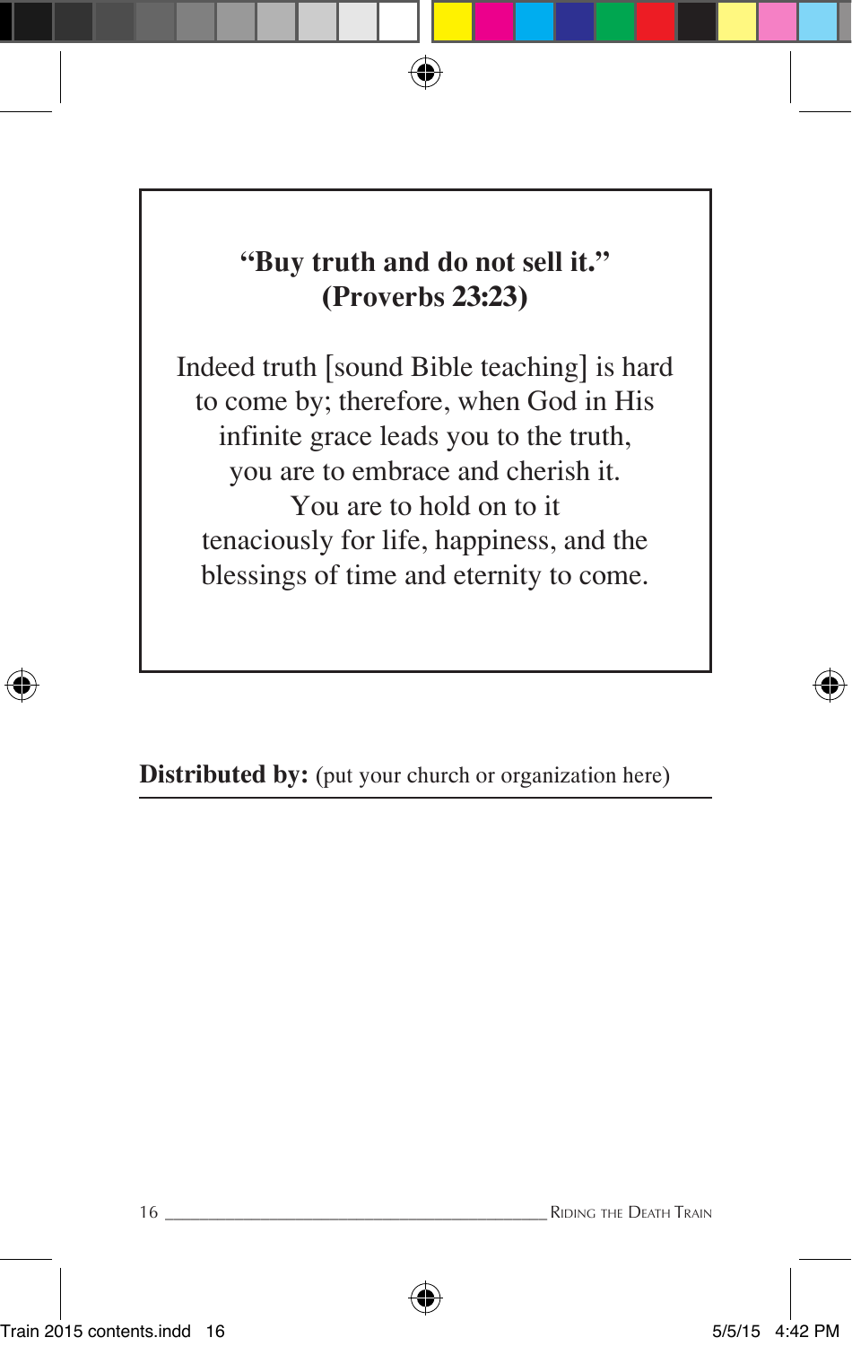**“Buy truth and do not sell it.”**
**(Proverbs 23:23)**

Indeed truth [sound Bible teaching] is hard to come by; therefore, when God in His infinite grace leads you to the truth, you are to embrace and cherish it. You are to hold on to it tenaciously for life, happiness, and the blessings of time and eternity to come.

**Distributed by:** (put your church or organization here)